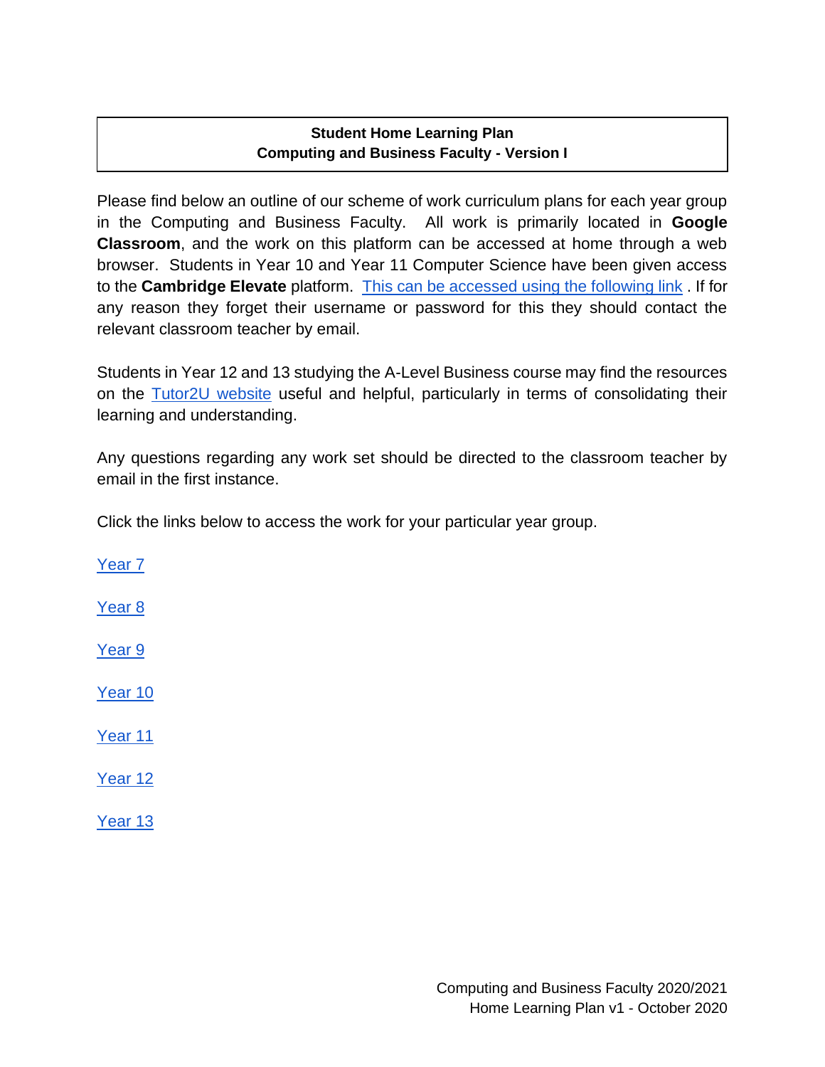**Student Home Learning Plan**
**Computing and Business Faculty - Version I**

Please find below an outline of our scheme of work curriculum plans for each year group in the Computing and Business Faculty. All work is primarily located in **Google Classroom**, and the work on this platform can be accessed at home through a web browser. Students in Year 10 and Year 11 Computer Science have been given access to the **Cambridge Elevate** platform. This can be accessed using the following link . If for any reason they forget their username or password for this they should contact the relevant classroom teacher by email.

Students in Year 12 and 13 studying the A-Level Business course may find the resources on the Tutor2U website useful and helpful, particularly in terms of consolidating their learning and understanding.

Any questions regarding any work set should be directed to the classroom teacher by email in the first instance.

Click the links below to access the work for your particular year group.

Year 7

Year 8

Year 9

Year 10

Year 11

Year 12

Year 13

Computing and Business Faculty 2020/2021
Home Learning Plan v1 - October 2020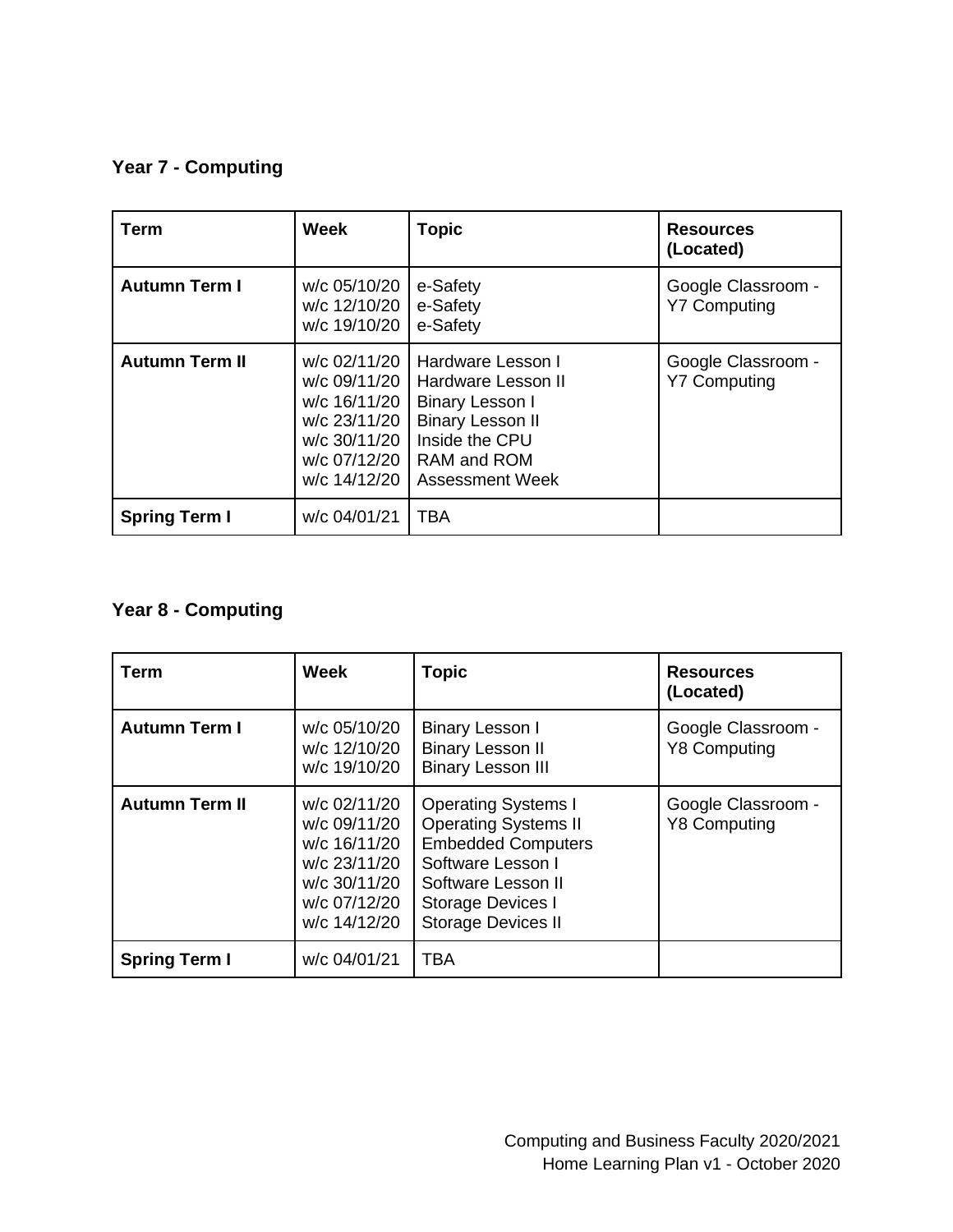### Year 7 - Computing

| Term | Week | Topic | Resources (Located) |
|---|---|---|---|
| **Autumn Term I** | w/c 05/10/20<br>w/c 12/10/20<br>w/c 19/10/20 | e-Safety<br>e-Safety<br>e-Safety | Google Classroom - Y7 Computing |
| **Autumn Term II** | w/c 02/11/20<br>w/c 09/11/20<br>w/c 16/11/20<br>w/c 23/11/20<br>w/c 30/11/20<br>w/c 07/12/20<br>w/c 14/12/20 | Hardware Lesson I<br>Hardware Lesson II<br>Binary Lesson I<br>Binary Lesson II<br>Inside the CPU<br>RAM and ROM<br>Assessment Week | Google Classroom - Y7 Computing |
| **Spring Term I** | w/c 04/01/21 | TBA | |

### Year 8 - Computing

| Term | Week | Topic | Resources (Located) |
|---|---|---|---|
| **Autumn Term I** | w/c 05/10/20<br>w/c 12/10/20<br>w/c 19/10/20 | Binary Lesson I<br>Binary Lesson II<br>Binary Lesson III | Google Classroom - Y8 Computing |
| **Autumn Term II** | w/c 02/11/20<br>w/c 09/11/20<br>w/c 16/11/20<br>w/c 23/11/20<br>w/c 30/11/20<br>w/c 07/12/20<br>w/c 14/12/20 | Operating Systems I<br>Operating Systems II<br>Embedded Computers<br>Software Lesson I<br>Software Lesson II<br>Storage Devices I<br>Storage Devices II | Google Classroom - Y8 Computing |
| **Spring Term I** | w/c 04/01/21 | TBA | |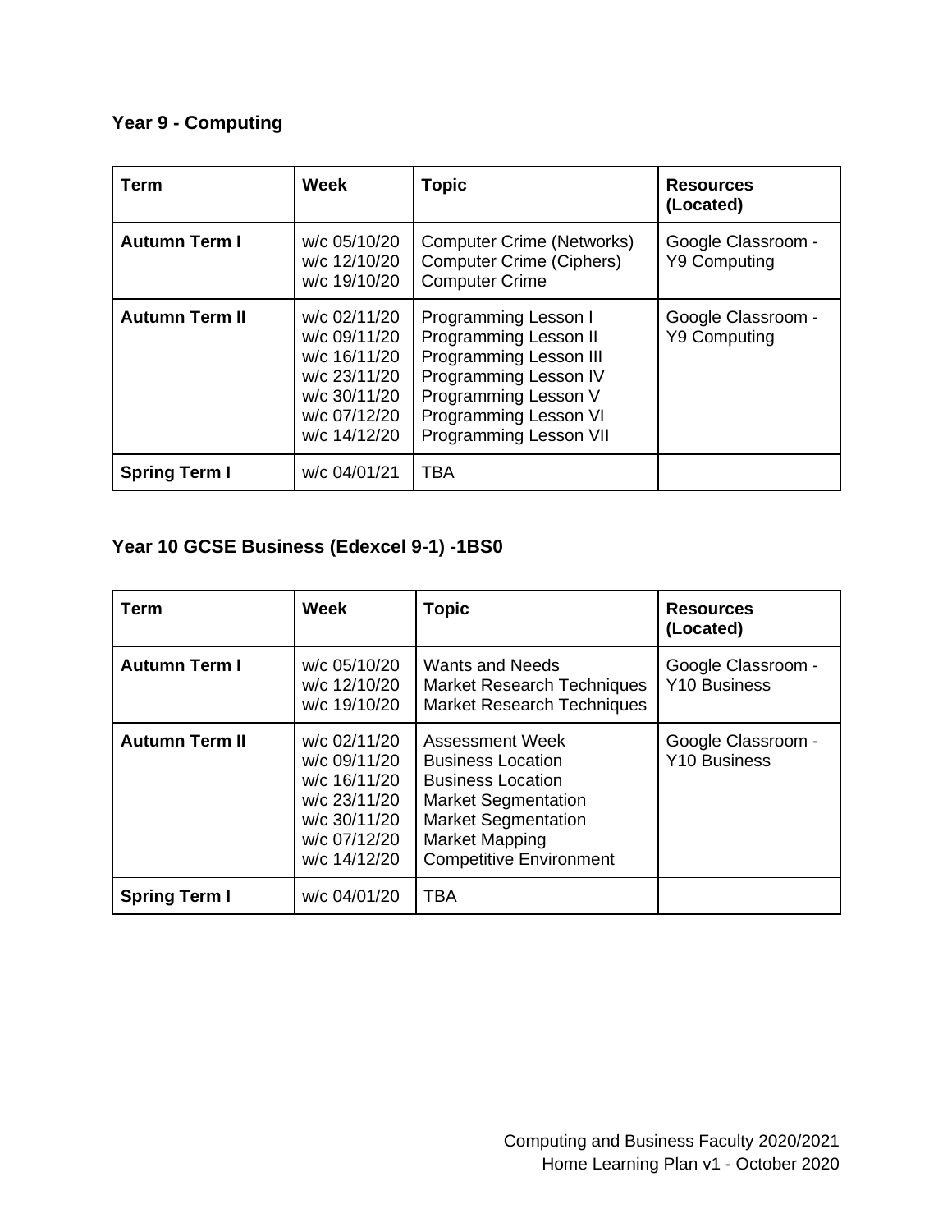## Year 9 - Computing

| Term | Week | Topic | Resources (Located) |
| --- | --- | --- | --- |
| **Autumn Term I** | w/c 05/10/20<br>w/c 12/10/20<br>w/c 19/10/20 | Computer Crime (Networks)<br>Computer Crime (Ciphers)<br>Computer Crime | Google Classroom - Y9 Computing |
| **Autumn Term II** | w/c 02/11/20<br>w/c 09/11/20<br>w/c 16/11/20<br>w/c 23/11/20<br>w/c 30/11/20<br>w/c 07/12/20<br>w/c 14/12/20 | Programming Lesson I<br>Programming Lesson II<br>Programming Lesson III<br>Programming Lesson IV<br>Programming Lesson V<br>Programming Lesson VI<br>Programming Lesson VII | Google Classroom - Y9 Computing |
| **Spring Term I** | w/c 04/01/21 | TBA | |

## Year 10 GCSE Business (Edexcel 9-1) -1BS0

| Term | Week | Topic | Resources (Located) |
| --- | --- | --- | --- |
| **Autumn Term I** | w/c 05/10/20<br>w/c 12/10/20<br>w/c 19/10/20 | Wants and Needs<br>Market Research Techniques<br>Market Research Techniques | Google Classroom - Y10 Business |
| **Autumn Term II** | w/c 02/11/20<br>w/c 09/11/20<br>w/c 16/11/20<br>w/c 23/11/20<br>w/c 30/11/20<br>w/c 07/12/20<br>w/c 14/12/20 | Assessment Week<br>Business Location<br>Business Location<br>Market Segmentation<br>Market Segmentation<br>Market Mapping<br>Competitive Environment | Google Classroom - Y10 Business |
| **Spring Term I** | w/c 04/01/20 | TBA | |

Computing and Business Faculty 2020/2021
Home Learning Plan v1 - October 2020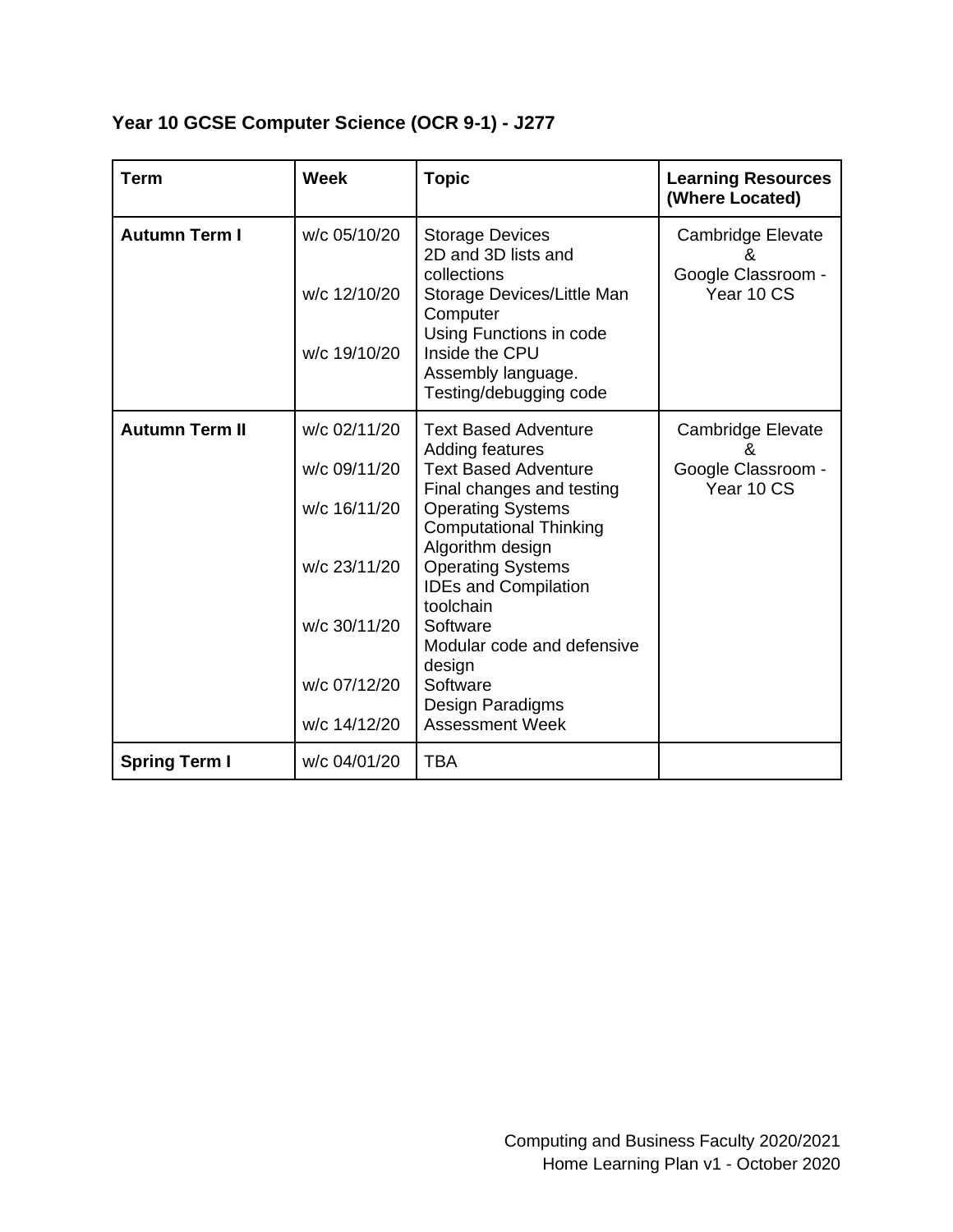**Year 10 GCSE Computer Science (OCR 9-1) - J277**

| Term | Week | Topic | Learning Resources (Where Located) |
|---|---|---|---|
| **Autumn Term I** | w/c 05/10/20<br><br>w/c 12/10/20<br><br>w/c 19/10/20 | Storage Devices<br>2D and 3D lists and collections<br>Storage Devices/Little Man Computer<br>Using Functions in code<br>Inside the CPU<br>Assembly language.<br>Testing/debugging code | Cambridge Elevate<br>&<br>Google Classroom - Year 10 CS |
| **Autumn Term II** | w/c 02/11/20<br><br>w/c 09/11/20<br><br>w/c 16/11/20<br><br>w/c 23/11/20<br><br>w/c 30/11/20<br><br>w/c 07/12/20<br><br>w/c 14/12/20 | Text Based Adventure<br>Adding features<br>Text Based Adventure<br>Final changes and testing<br>Operating Systems<br>Computational Thinking<br>Algorithm design<br>Operating Systems<br>IDEs and Compilation toolchain<br>Software<br>Modular code and defensive design<br>Software<br>Design Paradigms<br>Assessment Week | Cambridge Elevate<br>&<br>Google Classroom - Year 10 CS |
| **Spring Term I** | w/c 04/01/20 | TBA | |

Computing and Business Faculty 2020/2021
Home Learning Plan v1 - October 2020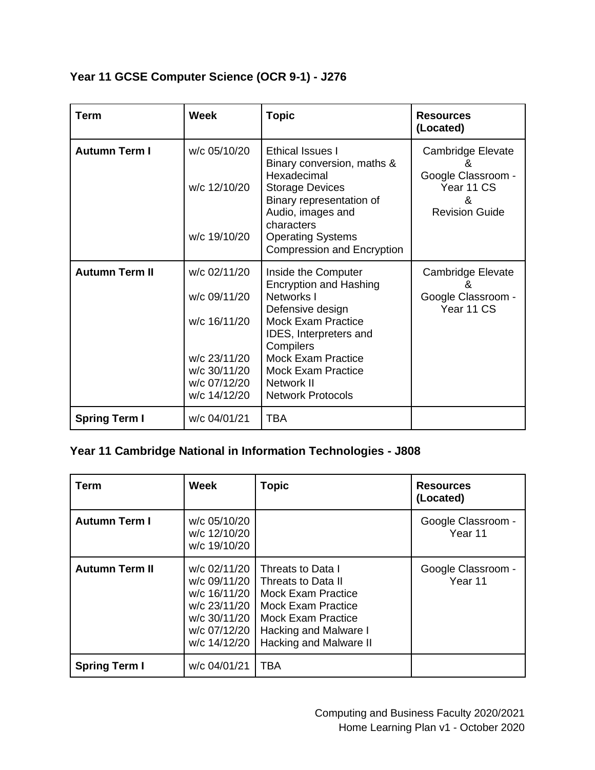## Year 11 GCSE Computer Science (OCR 9-1) - J276

| Term | Week | Topic | Resources (Located) |
|---|---|---|---|
| **Autumn Term I** | w/c 05/10/20<br>w/c 12/10/20<br>w/c 19/10/20 | Ethical Issues I<br>Binary conversion, maths & Hexadecimal<br>Storage Devices<br>Binary representation of Audio, images and characters<br>Operating Systems<br>Compression and Encryption | Cambridge Elevate<br>&<br>Google Classroom - Year 11 CS<br>&<br>Revision Guide |
| **Autumn Term II** | w/c 02/11/20<br>w/c 09/11/20<br>w/c 16/11/20<br>w/c 23/11/20<br>w/c 30/11/20<br>w/c 07/12/20<br>w/c 14/12/20 | Inside the Computer<br>Encryption and Hashing<br>Networks I<br>Defensive design<br>Mock Exam Practice<br>IDES, Interpreters and Compilers<br>Mock Exam Practice<br>Mock Exam Practice<br>Network II<br>Network Protocols | Cambridge Elevate<br>&<br>Google Classroom - Year 11 CS |
| **Spring Term I** | w/c 04/01/21 | TBA | |

## Year 11 Cambridge National in Information Technologies - J808

| Term | Week | Topic | Resources (Located) |
|---|---|---|---|
| **Autumn Term I** | w/c 05/10/20<br>w/c 12/10/20<br>w/c 19/10/20 | | Google Classroom - Year 11 |
| **Autumn Term II** | w/c 02/11/20<br>w/c 09/11/20<br>w/c 16/11/20<br>w/c 23/11/20<br>w/c 30/11/20<br>w/c 07/12/20<br>w/c 14/12/20 | Threats to Data I<br>Threats to Data II<br>Mock Exam Practice<br>Mock Exam Practice<br>Mock Exam Practice<br>Hacking and Malware I<br>Hacking and Malware II | Google Classroom - Year 11 |
| **Spring Term I** | w/c 04/01/21 | TBA | |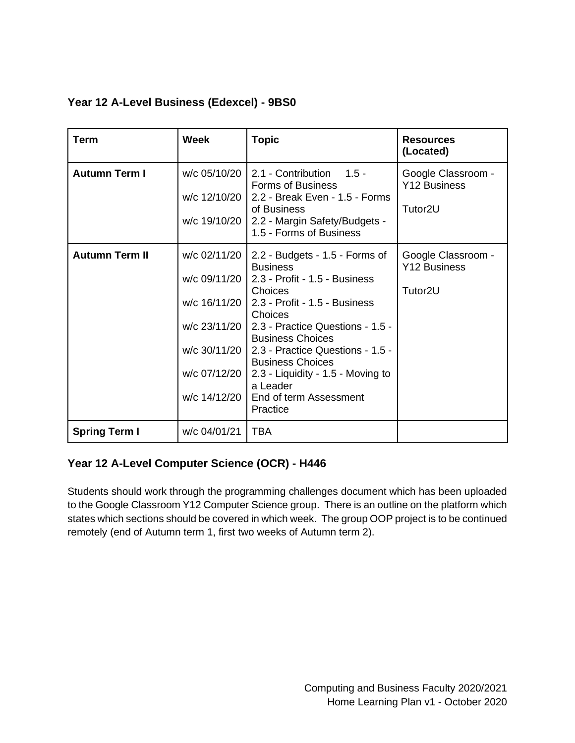### Year 12 A-Level Business (Edexcel) - 9BS0

| Term | Week | Topic | Resources (Located) |
|---|---|---|---|
| **Autumn Term I** | w/c 05/10/20 | 2.1 - Contribution 1.5 - Forms of Business | Google Classroom - Y12 Business |
| | w/c 12/10/20 | 2.2 - Break Even - 1.5 - Forms of Business | Tutor2U |
| | w/c 19/10/20 | 2.2 - Margin Safety/Budgets - 1.5 - Forms of Business | |
| **Autumn Term II** | w/c 02/11/20 | 2.2 - Budgets - 1.5 - Forms of Business | Google Classroom - Y12 Business |
| | w/c 09/11/20 | 2.3 - Profit - 1.5 - Business Choices | Tutor2U |
| | w/c 16/11/20 | 2.3 - Profit - 1.5 - Business Choices | |
| | w/c 23/11/20 | 2.3 - Practice Questions - 1.5 - Business Choices | |
| | w/c 30/11/20 | 2.3 - Practice Questions - 1.5 - Business Choices | |
| | w/c 07/12/20 | 2.3 - Liquidity - 1.5 - Moving to a Leader | |
| | w/c 14/12/20 | End of term Assessment Practice | |
| **Spring Term I** | w/c 04/01/21 | TBA | |

### Year 12 A-Level Computer Science (OCR) - H446

Students should work through the programming challenges document which has been uploaded to the Google Classroom Y12 Computer Science group. There is an outline on the platform which states which sections should be covered in which week. The group OOP project is to be continued remotely (end of Autumn term 1, first two weeks of Autumn term 2).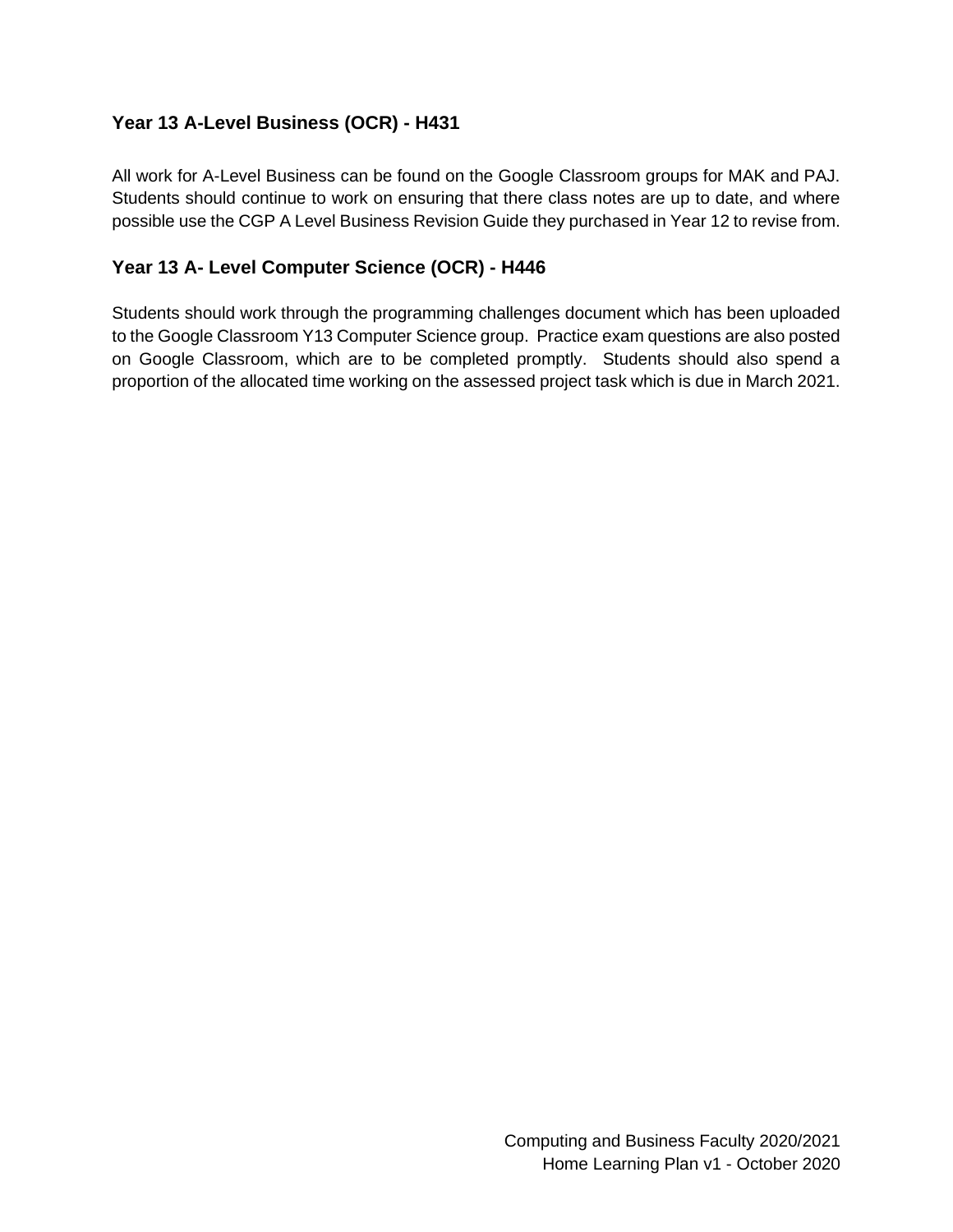### Year 13 A-Level Business (OCR) - H431

All work for A-Level Business can be found on the Google Classroom groups for MAK and PAJ. Students should continue to work on ensuring that there class notes are up to date, and where possible use the CGP A Level Business Revision Guide they purchased in Year 12 to revise from.

### Year 13 A- Level Computer Science (OCR) - H446

Students should work through the programming challenges document which has been uploaded to the Google Classroom Y13 Computer Science group. Practice exam questions are also posted on Google Classroom, which are to be completed promptly. Students should also spend a proportion of the allocated time working on the assessed project task which is due in March 2021.